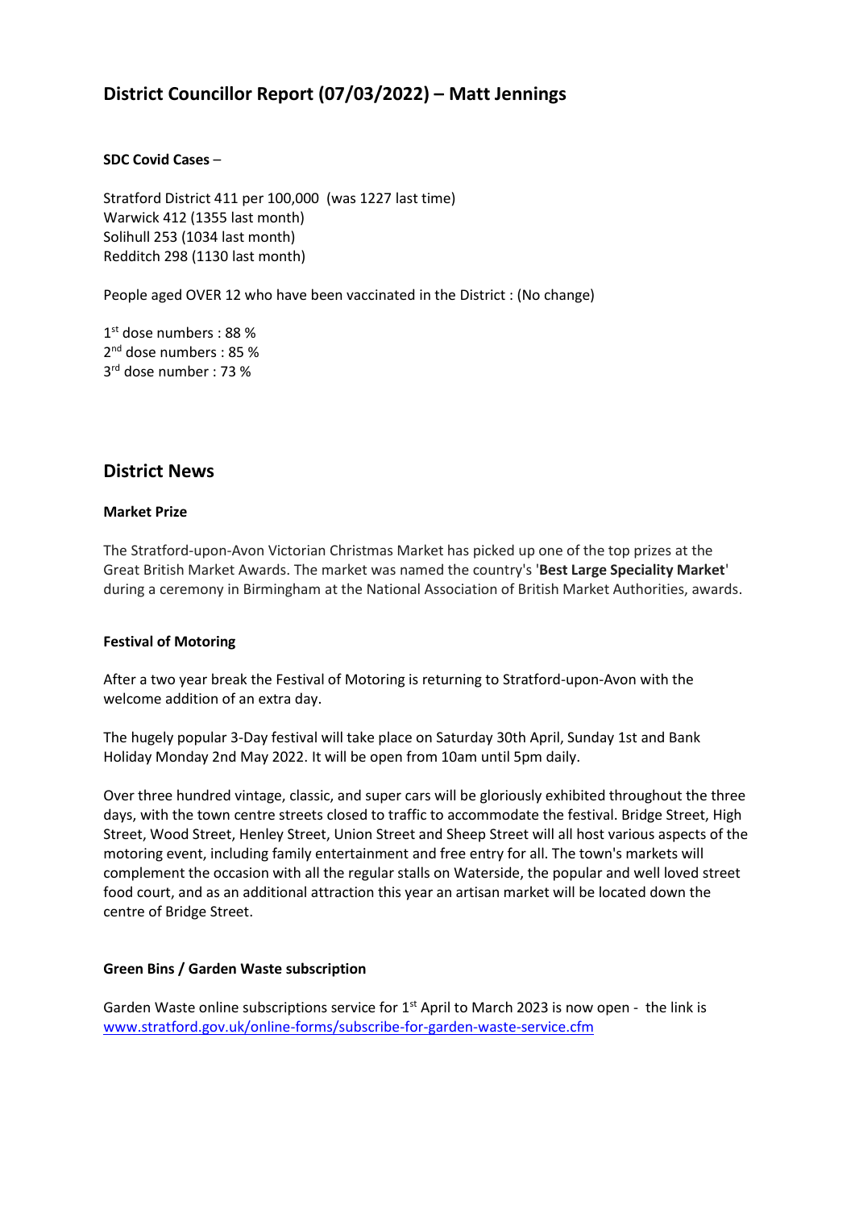# District Councillor Report (07/03/2022) – Matt Jennings

**SDC Covid Cases** –

Stratford District 411 per 100,000 (was 1227 last time)
Warwick 412 (1355 last month)
Solihull 253 (1034 last month)
Redditch 298 (1130 last month)

People aged OVER 12 who have been vaccinated in the District : (No change)

1st dose numbers : 88 %
2nd dose numbers : 85 %
3rd dose number : 73 %

## District News

**Market Prize**

The Stratford-upon-Avon Victorian Christmas Market has picked up one of the top prizes at the Great British Market Awards. The market was named the country's '**Best Large Speciality Market**' during a ceremony in Birmingham at the National Association of British Market Authorities, awards.

**Festival of Motoring**

After a two year break the Festival of Motoring is returning to Stratford-upon-Avon with the welcome addition of an extra day.

The hugely popular 3-Day festival will take place on Saturday 30th April, Sunday 1st and Bank Holiday Monday 2nd May 2022. It will be open from 10am until 5pm daily.

Over three hundred vintage, classic, and super cars will be gloriously exhibited throughout the three days, with the town centre streets closed to traffic to accommodate the festival. Bridge Street, High Street, Wood Street, Henley Street, Union Street and Sheep Street will all host various aspects of the motoring event, including family entertainment and free entry for all. The town's markets will complement the occasion with all the regular stalls on Waterside, the popular and well loved street food court, and as an additional attraction this year an artisan market will be located down the centre of Bridge Street.

**Green Bins / Garden Waste subscription**

Garden Waste online subscriptions service for 1st April to March 2023 is now open - the link is [www.stratford.gov.uk/online-forms/subscribe-for-garden-waste-service.cfm](www.stratford.gov.uk/online-forms/subscribe-for-garden-waste-service.cfm)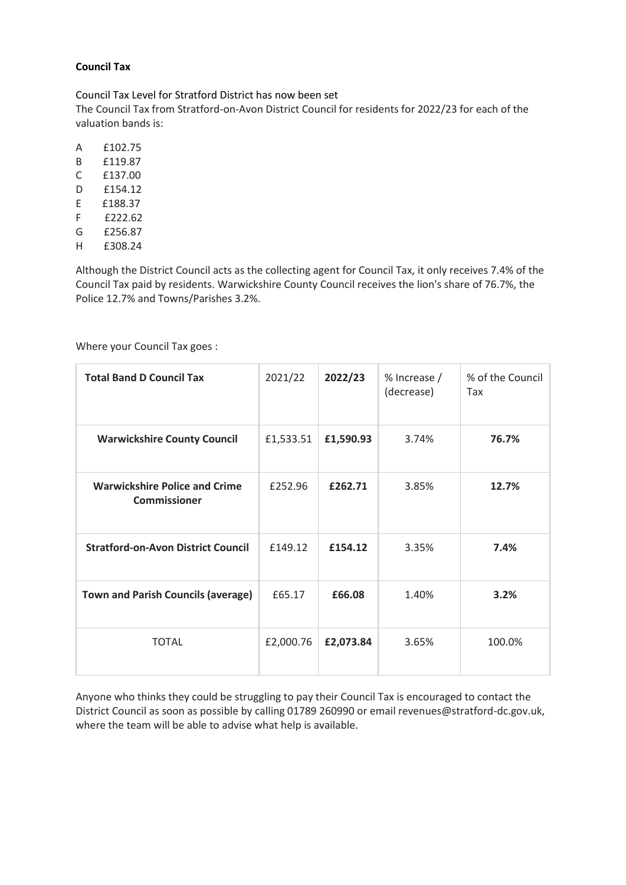**Council Tax**

Council Tax Level for Stratford District has now been set

The Council Tax from Stratford-on-Avon District Council for residents for 2022/23 for each of the valuation bands is:

A £102.75
B £119.87
C £137.00
D £154.12
E £188.37
F £222.62
G £256.87
H £308.24

Although the District Council acts as the collecting agent for Council Tax, it only receives 7.4% of the Council Tax paid by residents. Warwickshire County Council receives the lion's share of 76.7%, the Police 12.7% and Towns/Parishes 3.2%.

Where your Council Tax goes :

| **Total Band D Council Tax** | 2021/22 | **2022/23** | % Increase / (decrease) | % of the Council Tax |
|---|---|---|---|---|
| **Warwickshire County Council** | £1,533.51 | **£1,590.93** | 3.74% | **76.7%** |
| **Warwickshire Police and Crime Commissioner** | £252.96 | **£262.71** | 3.85% | **12.7%** |
| **Stratford-on-Avon District Council** | £149.12 | **£154.12** | 3.35% | **7.4%** |
| **Town and Parish Councils (average)** | £65.17 | **£66.08** | 1.40% | **3.2%** |
| TOTAL | £2,000.76 | **£2,073.84** | 3.65% | 100.0% |

Anyone who thinks they could be struggling to pay their Council Tax is encouraged to contact the District Council as soon as possible by calling 01789 260990 or email revenues@stratford-dc.gov.uk, where the team will be able to advise what help is available.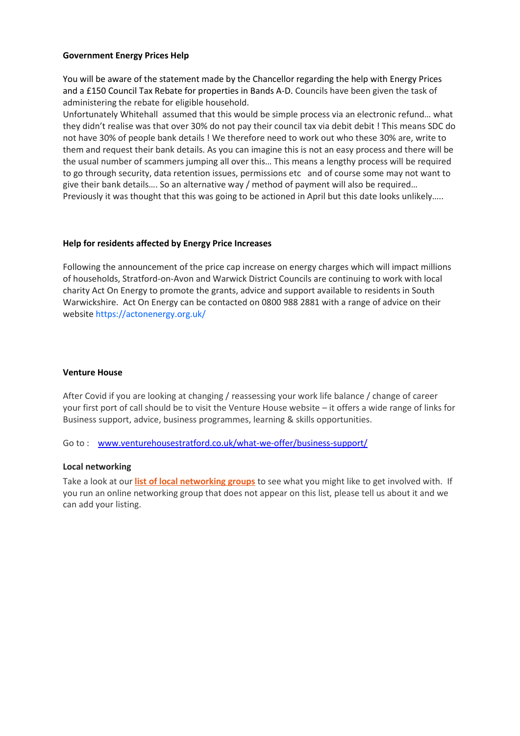**Government Energy Prices Help**

You will be aware of the statement made by the Chancellor regarding the help with Energy Prices and a £150 Council Tax Rebate for properties in Bands A-D. Councils have been given the task of administering the rebate for eligible household.
Unfortunately Whitehall assumed that this would be simple process via an electronic refund… what they didn't realise was that over 30% do not pay their council tax via debit debit ! This means SDC do not have 30% of people bank details ! We therefore need to work out who these 30% are, write to them and request their bank details. As you can imagine this is not an easy process and there will be the usual number of scammers jumping all over this… This means a lengthy process will be required to go through security, data retention issues, permissions etc and of course some may not want to give their bank details…. So an alternative way / method of payment will also be required…
Previously it was thought that this was going to be actioned in April but this date looks unlikely…..

**Help for residents affected by Energy Price Increases**

Following the announcement of the price cap increase on energy charges which will impact millions of households, Stratford-on-Avon and Warwick District Councils are continuing to work with local charity Act On Energy to promote the grants, advice and support available to residents in South Warwickshire. Act On Energy can be contacted on 0800 988 2881 with a range of advice on their website https://actonenergy.org.uk/

**Venture House**

After Covid if you are looking at changing / reassessing your work life balance / change of career your first port of call should be to visit the Venture House website – it offers a wide range of links for Business support, advice, business programmes, learning & skills opportunities.

Go to : www.venturehousestratford.co.uk/what-we-offer/business-support/

**Local networking**

Take a look at our **list of local networking groups** to see what you might like to get involved with. If you run an online networking group that does not appear on this list, please tell us about it and we can add your listing.